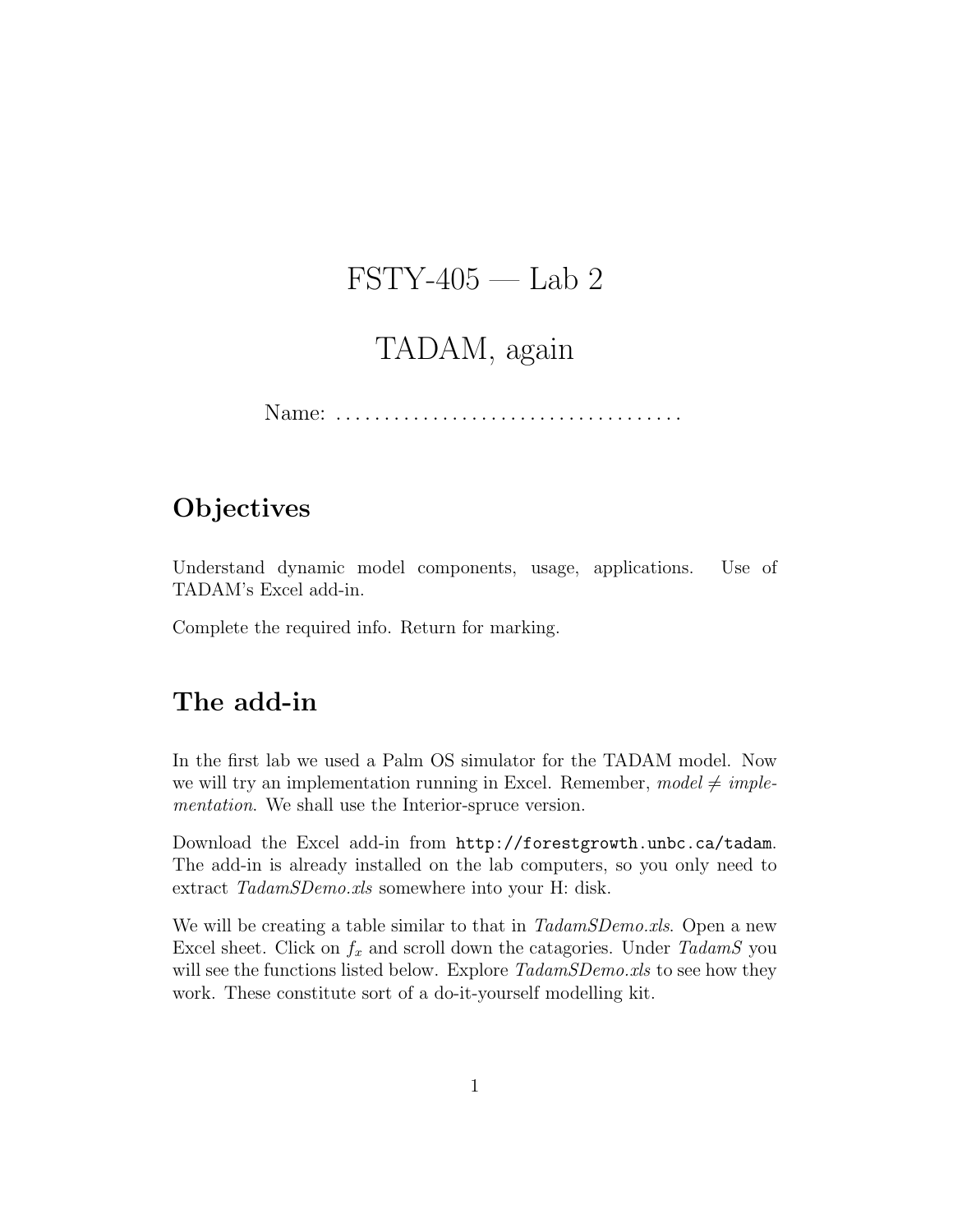# FSTY-405 — Lab 2

# TADAM, again

Name: ....................................

## Objectives

Understand dynamic model components, usage, applications. Use of TADAM's Excel add-in.

Complete the required info. Return for marking.

## The add-in

In the first lab we used a Palm OS simulator for the TADAM model. Now we will try an implementation running in Excel. Remember, *model* $\neq$ *implementation*. We shall use the Interior-spruce version.

Download the Excel add-in from `http://forestgrowth.unbc.ca/tadam`. The add-in is already installed on the lab computers, so you only need to extract *TadamSDemo.xls* somewhere into your H: disk.

We will be creating a table similar to that in *TadamSDemo.xls*. Open a new Excel sheet. Click on $f_x$ and scroll down the catagories. Under *TadamS* you will see the functions listed below. Explore *TadamSDemo.xls* to see how they work. These constitute sort of a do-it-yourself modelling kit.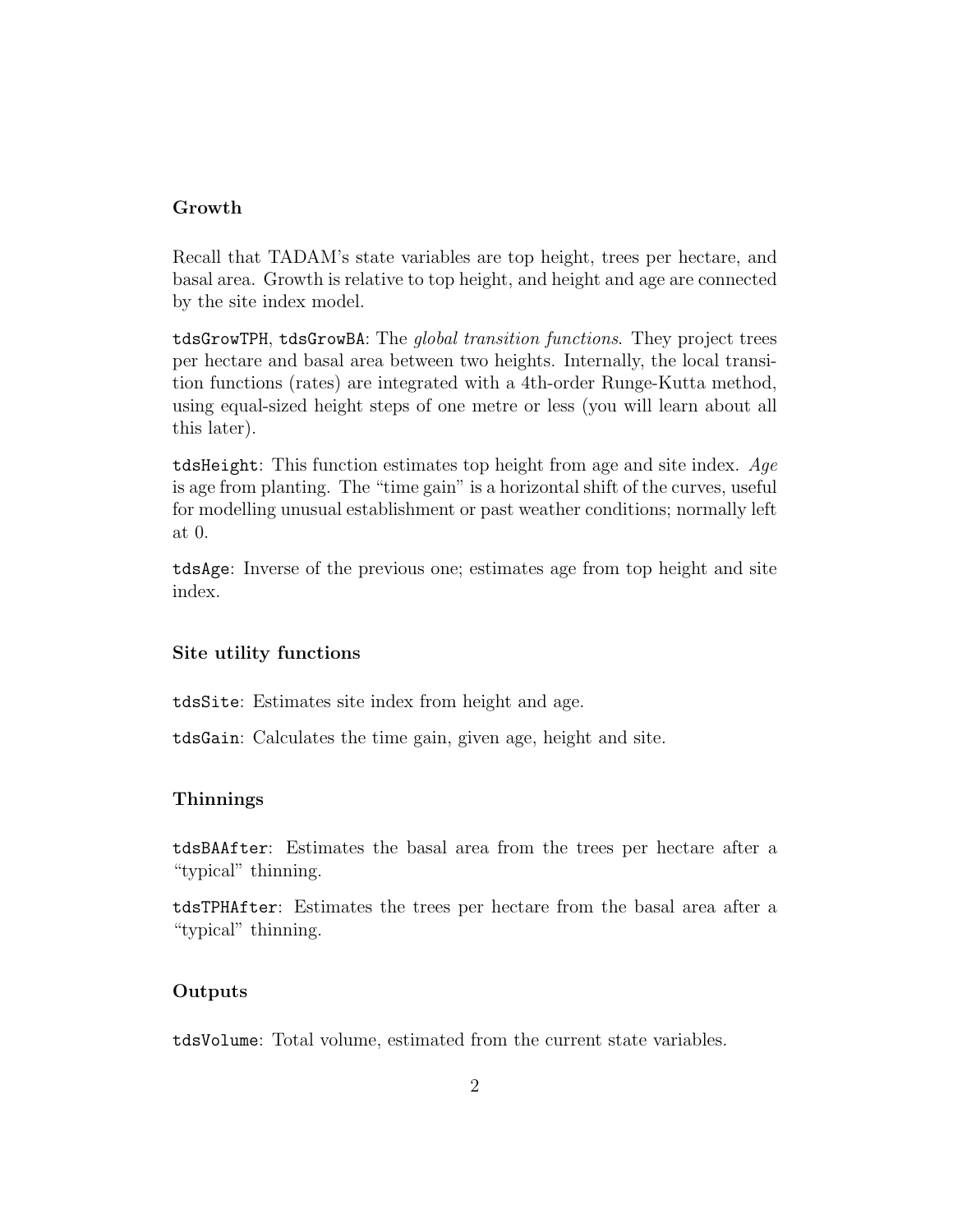### Growth

Recall that TADAM's state variables are top height, trees per hectare, and basal area. Growth is relative to top height, and height and age are connected by the site index model.

`tdsGrowTPH`, `tdsGrowBA`: The *global transition functions*. They project trees per hectare and basal area between two heights. Internally, the local transition functions (rates) are integrated with a 4th-order Runge-Kutta method, using equal-sized height steps of one metre or less (you will learn about all this later).

`tdsHeight`: This function estimates top height from age and site index. *Age* is age from planting. The "time gain" is a horizontal shift of the curves, useful for modelling unusual establishment or past weather conditions; normally left at 0.

`tdsAge`: Inverse of the previous one; estimates age from top height and site index.

### Site utility functions

`tdsSite`: Estimates site index from height and age.

`tdsGain`: Calculates the time gain, given age, height and site.

### Thinnings

`tdsBAAfter`: Estimates the basal area from the trees per hectare after a "typical" thinning.

`tdsTPHAfter`: Estimates the trees per hectare from the basal area after a "typical" thinning.

### Outputs

`tdsVolume`: Total volume, estimated from the current state variables.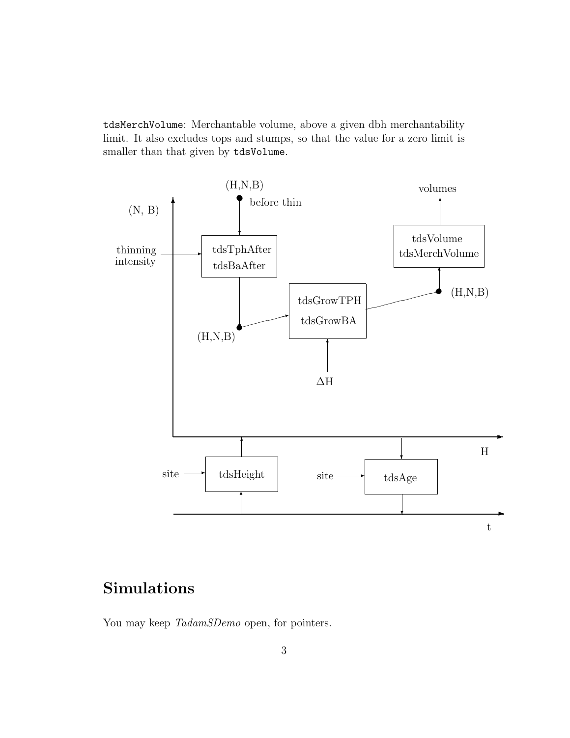`tdsMerchVolume`: Merchantable volume, above a given dbh merchantability limit. It also excludes tops and stumps, so that the value for a zero limit is smaller than that given by `tdsVolume`.

## Simulations

You may keep *TadamSDemo* open, for pointers.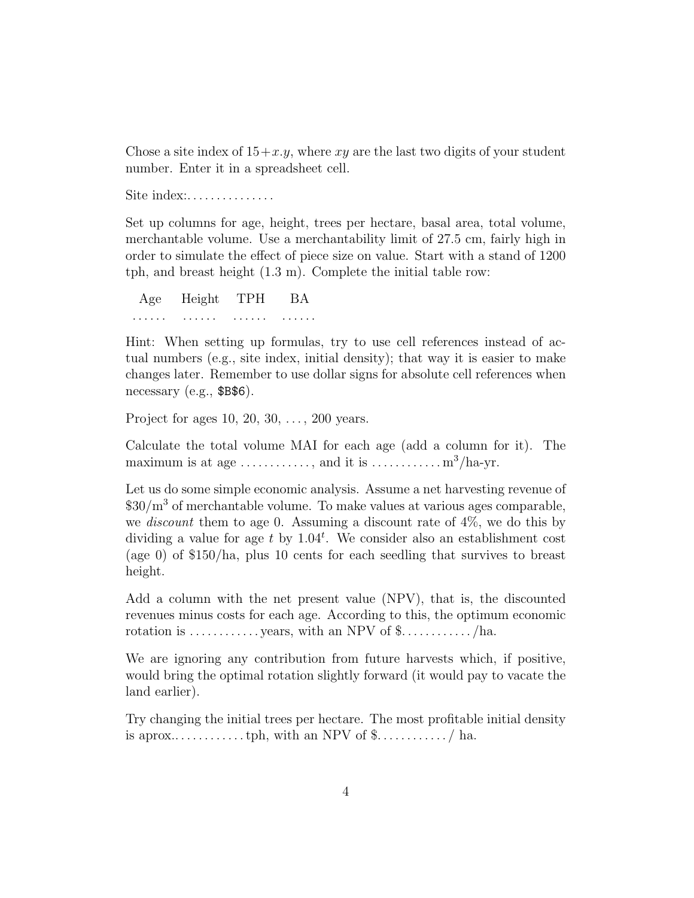Chose a site index of $15+x.y$, where $xy$ are the last two digits of your student number. Enter it in a spreadsheet cell.

Site index:...............

Set up columns for age, height, trees per hectare, basal area, total volume, merchantable volume. Use a merchantability limit of 27.5 cm, fairly high in order to simulate the effect of piece size on value. Start with a stand of 1200 tph, and breast height (1.3 m). Complete the initial table row:

| Age | Height | TPH | BA |
|---|---|---|---|
| ...... | ...... | ...... | ...... |

Hint: When setting up formulas, try to use cell references instead of actual numbers (e.g., site index, initial density); that way it is easier to make changes later. Remember to use dollar signs for absolute cell references when necessary (e.g., `$B$6`).

Project for ages 10, 20, 30, ..., 200 years.

Calculate the total volume MAI for each age (add a column for it). The maximum is at age ............, and it is ............ $m^3$/ha-yr.

Let us do some simple economic analysis. Assume a net harvesting revenue of \$30/$m^3$ of merchantable volume. To make values at various ages comparable, we *discount* them to age 0. Assuming a discount rate of 4%, we do this by dividing a value for age $t$ by $1.04^t$. We consider also an establishment cost (age 0) of \$150/ha, plus 10 cents for each seedling that survives to breast height.

Add a column with the net present value (NPV), that is, the discounted revenues minus costs for each age. According to this, the optimum economic rotation is ............ years, with an NPV of \$............/ha.

We are ignoring any contribution from future harvests which, if positive, would bring the optimal rotation slightly forward (it would pay to vacate the land earlier).

Try changing the initial trees per hectare. The most profitable initial density is aprox.............tph, with an NPV of \$............/ ha.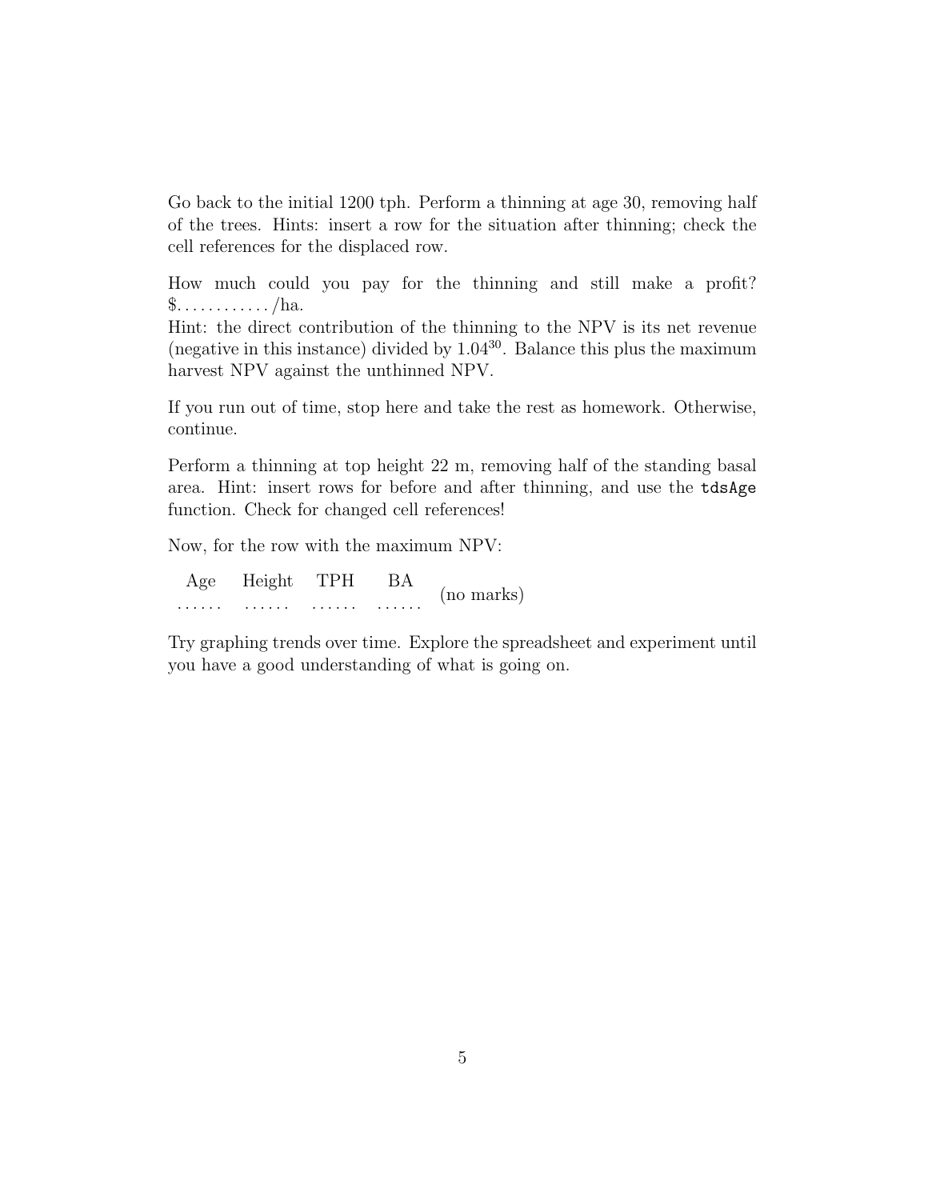Go back to the initial 1200 tph. Perform a thinning at age 30, removing half of the trees. Hints: insert a row for the situation after thinning; check the cell references for the displaced row.

How much could you pay for the thinning and still make a profit? \$............/ha.
Hint: the direct contribution of the thinning to the NPV is its net revenue (negative in this instance) divided by $1.04^{30}$. Balance this plus the maximum harvest NPV against the unthinned NPV.

If you run out of time, stop here and take the rest as homework. Otherwise, continue.

Perform a thinning at top height 22 m, removing half of the standing basal area. Hint: insert rows for before and after thinning, and use the `tdsAge` function. Check for changed cell references!

Now, for the row with the maximum NPV:

| Age | Height | TPH | BA | |
|---|---|---|---|---|
| ...... | ...... | ...... | ...... | (no marks) |

Try graphing trends over time. Explore the spreadsheet and experiment until you have a good understanding of what is going on.